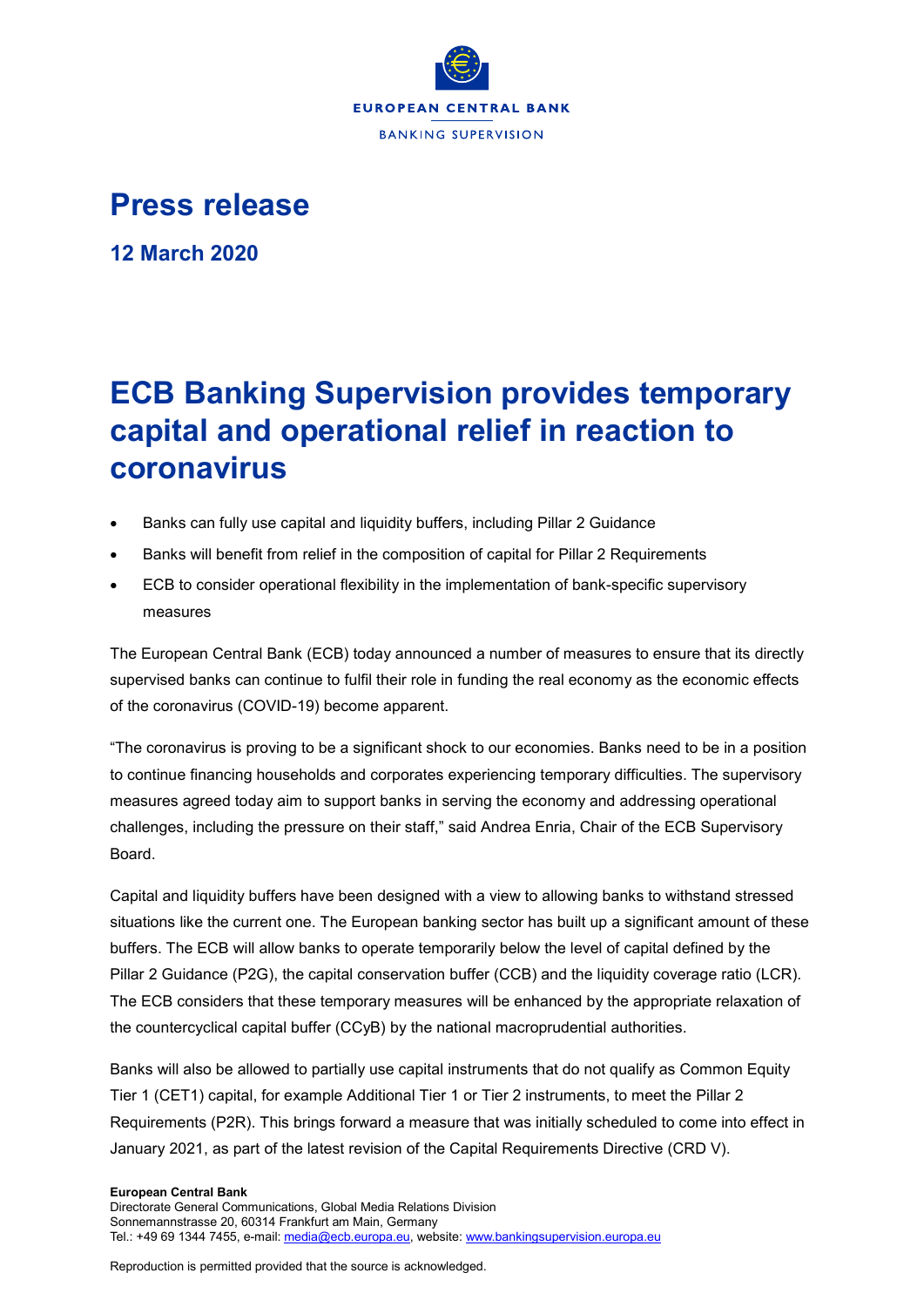EUROPEAN CENTRAL BANK

BANKING SUPERVISION

# Press release

## 12 March 2020

# ECB Banking Supervision provides temporary capital and operational relief in reaction to coronavirus

- Banks can fully use capital and liquidity buffers, including Pillar 2 Guidance
- Banks will benefit from relief in the composition of capital for Pillar 2 Requirements
- ECB to consider operational flexibility in the implementation of bank-specific supervisory measures

The European Central Bank (ECB) today announced a number of measures to ensure that its directly supervised banks can continue to fulfil their role in funding the real economy as the economic effects of the coronavirus (COVID-19) become apparent.

"The coronavirus is proving to be a significant shock to our economies. Banks need to be in a position to continue financing households and corporates experiencing temporary difficulties. The supervisory measures agreed today aim to support banks in serving the economy and addressing operational challenges, including the pressure on their staff," said Andrea Enria, Chair of the ECB Supervisory Board.

Capital and liquidity buffers have been designed with a view to allowing banks to withstand stressed situations like the current one. The European banking sector has built up a significant amount of these buffers. The ECB will allow banks to operate temporarily below the level of capital defined by the Pillar 2 Guidance (P2G), the capital conservation buffer (CCB) and the liquidity coverage ratio (LCR). The ECB considers that these temporary measures will be enhanced by the appropriate relaxation of the countercyclical capital buffer (CCyB) by the national macroprudential authorities.

Banks will also be allowed to partially use capital instruments that do not qualify as Common Equity Tier 1 (CET1) capital, for example Additional Tier 1 or Tier 2 instruments, to meet the Pillar 2 Requirements (P2R). This brings forward a measure that was initially scheduled to come into effect in January 2021, as part of the latest revision of the Capital Requirements Directive (CRD V).

**European Central Bank**
Directorate General Communications, Global Media Relations Division
Sonnemannstrasse 20, 60314 Frankfurt am Main, Germany
Tel.: +49 69 1344 7455, e-mail: media@ecb.europa.eu, website: www.bankingsupervision.europa.eu

Reproduction is permitted provided that the source is acknowledged.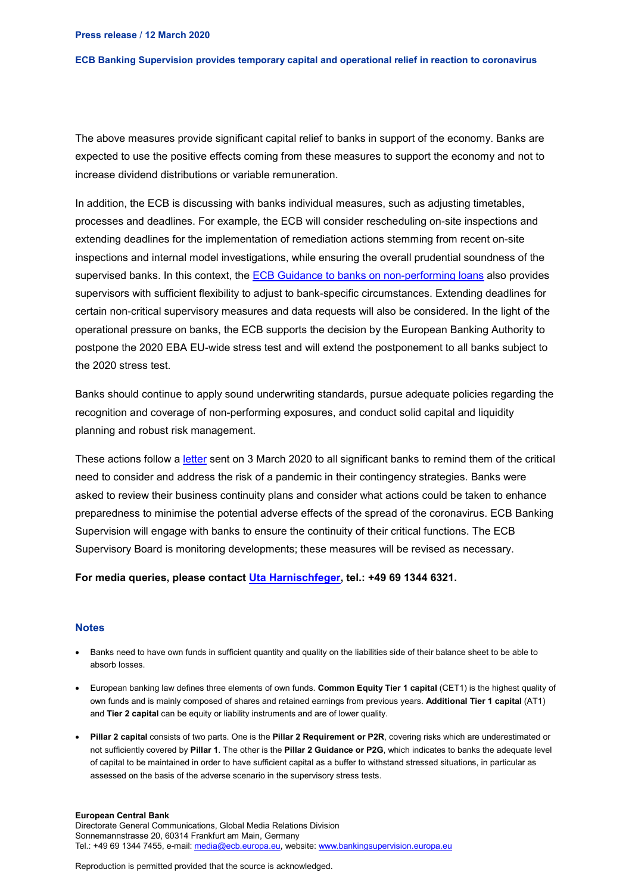The above measures provide significant capital relief to banks in support of the economy. Banks are expected to use the positive effects coming from these measures to support the economy and not to increase dividend distributions or variable remuneration.

In addition, the ECB is discussing with banks individual measures, such as adjusting timetables, processes and deadlines. For example, the ECB will consider rescheduling on-site inspections and extending deadlines for the implementation of remediation actions stemming from recent on-site inspections and internal model investigations, while ensuring the overall prudential soundness of the supervised banks. In this context, the ECB Guidance to banks on non-performing loans also provides supervisors with sufficient flexibility to adjust to bank-specific circumstances. Extending deadlines for certain non-critical supervisory measures and data requests will also be considered. In the light of the operational pressure on banks, the ECB supports the decision by the European Banking Authority to postpone the 2020 EBA EU-wide stress test and will extend the postponement to all banks subject to the 2020 stress test.

Banks should continue to apply sound underwriting standards, pursue adequate policies regarding the recognition and coverage of non-performing exposures, and conduct solid capital and liquidity planning and robust risk management.

These actions follow a letter sent on 3 March 2020 to all significant banks to remind them of the critical need to consider and address the risk of a pandemic in their contingency strategies. Banks were asked to review their business continuity plans and consider what actions could be taken to enhance preparedness to minimise the potential adverse effects of the spread of the coronavirus. ECB Banking Supervision will engage with banks to ensure the continuity of their critical functions. The ECB Supervisory Board is monitoring developments; these measures will be revised as necessary.

**For media queries, please contact Uta Harnischfeger, tel.: +49 69 1344 6321.**

## Notes

- Banks need to have own funds in sufficient quantity and quality on the liabilities side of their balance sheet to be able to absorb losses.
- European banking law defines three elements of own funds. **Common Equity Tier 1 capital** (CET1) is the highest quality of own funds and is mainly composed of shares and retained earnings from previous years. **Additional Tier 1 capital** (AT1) and **Tier 2 capital** can be equity or liability instruments and are of lower quality.
- **Pillar 2 capital** consists of two parts. One is the **Pillar 2 Requirement or P2R**, covering risks which are underestimated or not sufficiently covered by **Pillar 1**. The other is the **Pillar 2 Guidance or P2G**, which indicates to banks the adequate level of capital to be maintained in order to have sufficient capital as a buffer to withstand stressed situations, in particular as assessed on the basis of the adverse scenario in the supervisory stress tests.

**European Central Bank**
Directorate General Communications, Global Media Relations Division
Sonnemannstrasse 20, 60314 Frankfurt am Main, Germany
Tel.: +49 69 1344 7455, e-mail: media@ecb.europa.eu, website: www.bankingsupervision.europa.eu

Reproduction is permitted provided that the source is acknowledged.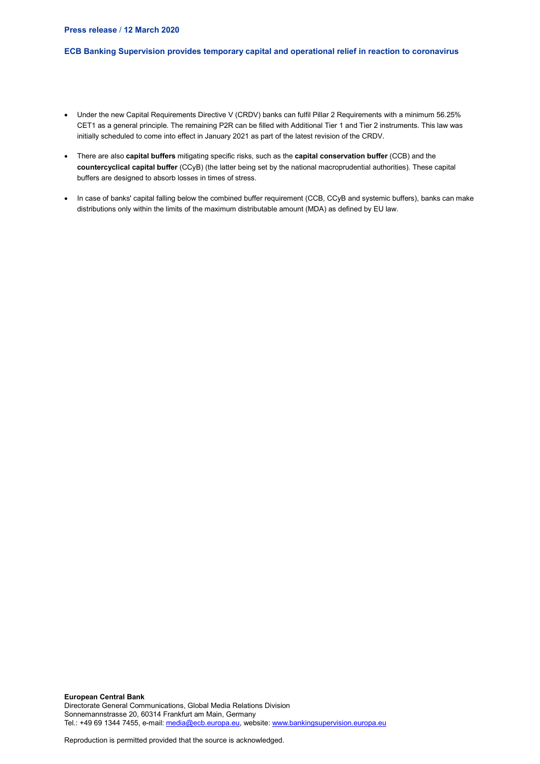- Under the new Capital Requirements Directive V (CRDV) banks can fulfil Pillar 2 Requirements with a minimum 56.25% CET1 as a general principle. The remaining P2R can be filled with Additional Tier 1 and Tier 2 instruments. This law was initially scheduled to come into effect in January 2021 as part of the latest revision of the CRDV.
- There are also **capital buffers** mitigating specific risks, such as the **capital conservation buffer** (CCB) and the **countercyclical capital buffer** (CCyB) (the latter being set by the national macroprudential authorities). These capital buffers are designed to absorb losses in times of stress.
- In case of banks' capital falling below the combined buffer requirement (CCB, CCyB and systemic buffers), banks can make distributions only within the limits of the maximum distributable amount (MDA) as defined by EU law.

**European Central Bank**
Directorate General Communications, Global Media Relations Division
Sonnemannstrasse 20, 60314 Frankfurt am Main, Germany
Tel.: +49 69 1344 7455, e-mail: media@ecb.europa.eu, website: www.bankingsupervision.europa.eu

Reproduction is permitted provided that the source is acknowledged.